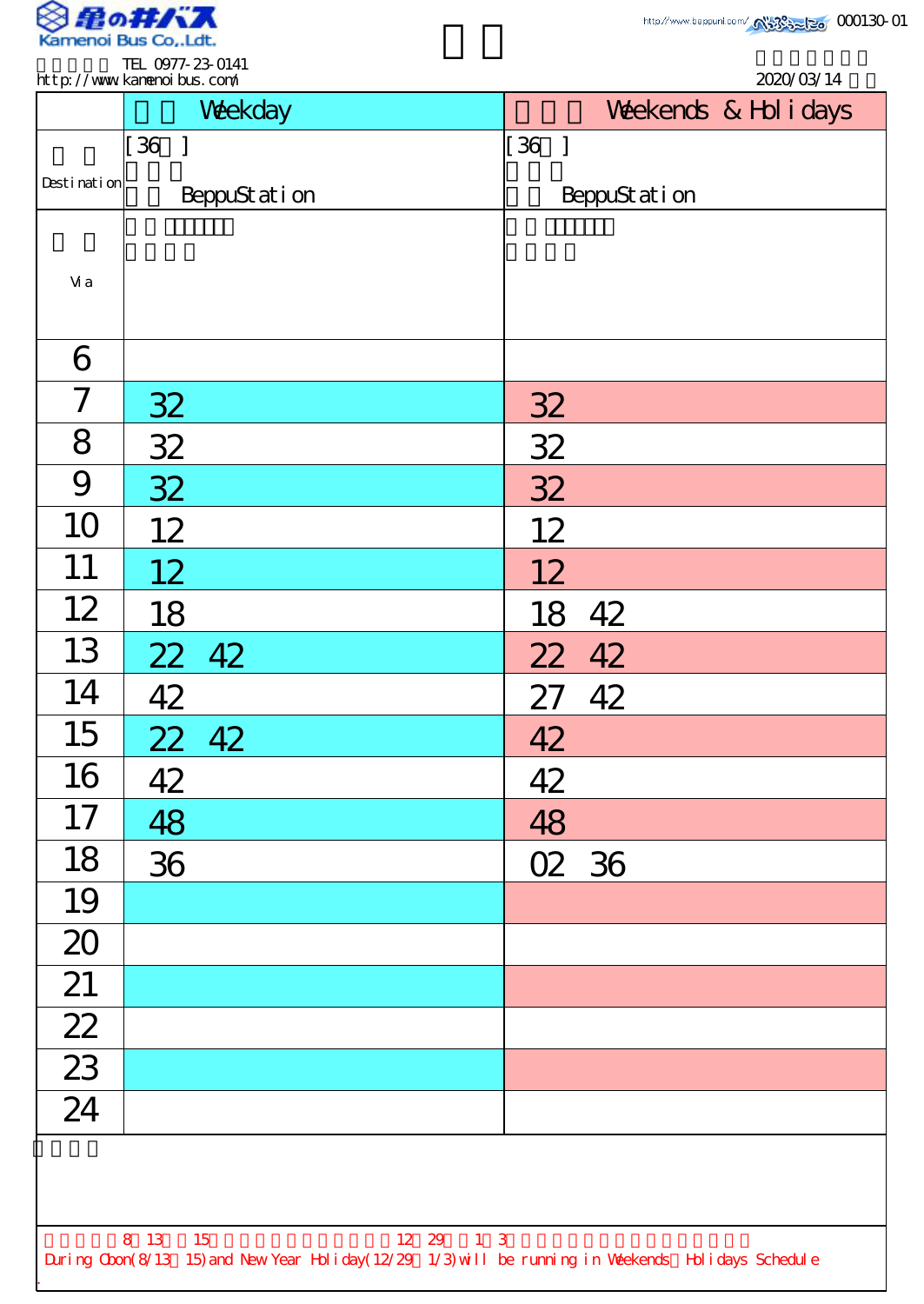Kamenoi Bus Co.,Ldt.

TEL 0977-23-0141
http://www.kamenoibus.com/

http://www.beppunl.com/ 000130-01

2020/03/14

| | Weekday | Weekends & Holidays |
|---|---|---|
| Destination | [36 ] BeppuStation | [36 ] BeppuStation |
| Via | | |
| 6 | | |
| 7 | 32 | 32 |
| 8 | 32 | 32 |
| 9 | 32 | 32 |
| 10 | 12 | 12 |
| 11 | 12 | 12 |
| 12 | 18 | 18 42 |
| 13 | 22 42 | 22 42 |
| 14 | 42 | 27 42 |
| 15 | 22 42 | 42 |
| 16 | 42 | 42 |
| 17 | 48 | 48 |
| 18 | 36 | 02 36 |
| 19 | | |
| 20 | | |
| 21 | | |
| 22 | | |
| 23 | | |
| 24 | | |

8 13 15 12 29 1 3

During Obon(8/13 15) and New Year Holiday(12/29 1/3) will be running in Weekends Holidays Schedule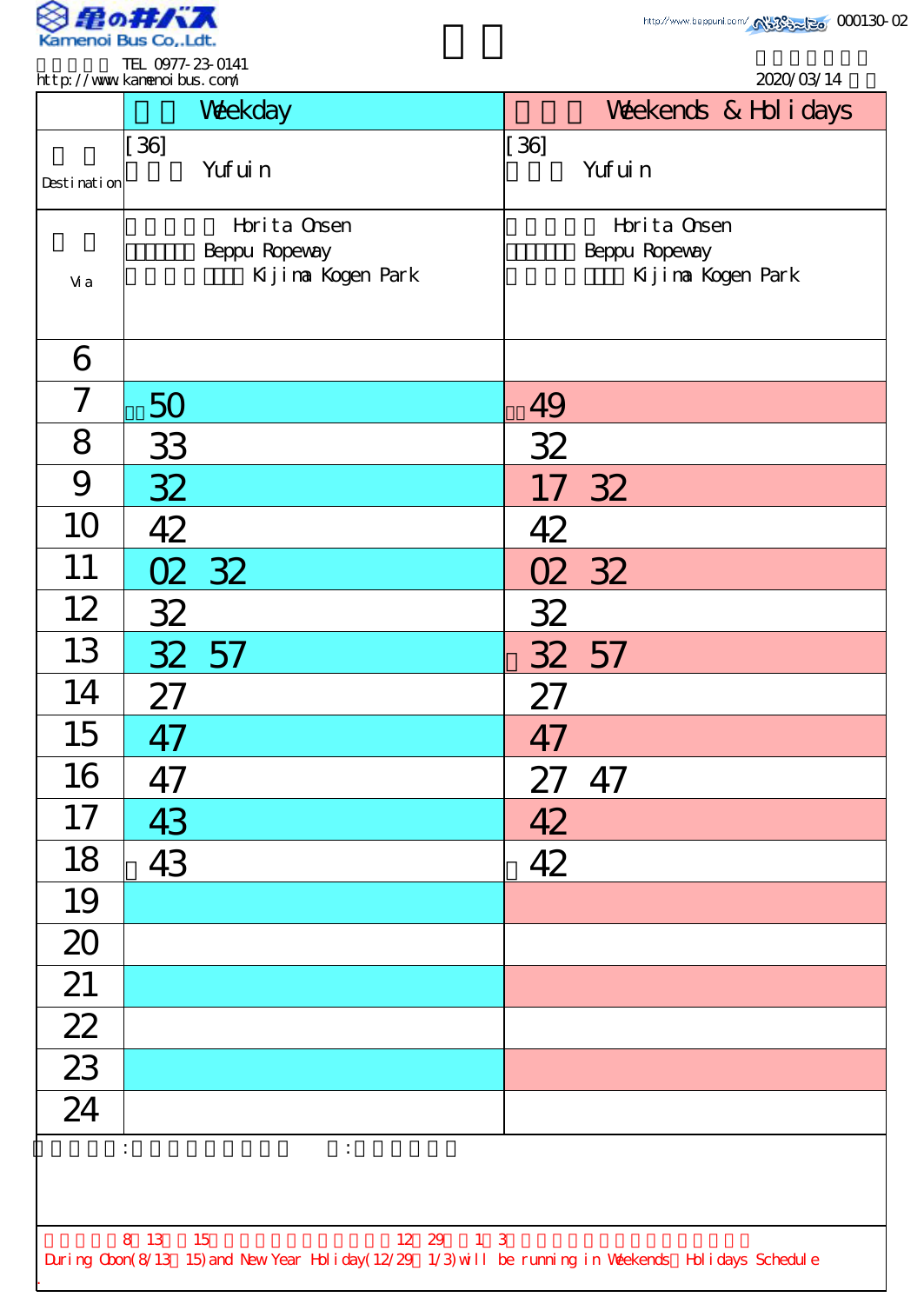Kamenoi Bus Co.,Ldt.

TEL 0977-23-0141
http://www.kamenoibus.com/

000130-02

2020/03/14

| | Weekday | Weekends & Holidays |
|---|---|---|
| Destination | [36] Yufuin | [36] Yufuin |
| Via | Horita Onsen<br>Beppu Ropeway<br>Kijima Kogen Park | Horita Onsen<br>Beppu Ropeway<br>Kijima Kogen Park |
| 6 | | |
| 7 | 50 | 49 |
| 8 | 33 | 32 |
| 9 | 32 | 17 32 |
| 10 | 42 | 42 |
| 11 | 02 32 | 02 32 |
| 12 | 32 | 32 |
| 13 | 32 57 | 32 57 |
| 14 | 27 | 27 |
| 15 | 47 | 47 |
| 16 | 47 | 27 47 |
| 17 | 43 | 42 |
| 18 | 43 | 42 |
| 19 | | |
| 20 | | |
| 21 | | |
| 22 | | |
| 23 | | |
| 24 | | |

8 13 15 12 29 1 3

During Obon(8/13～15) and New Year Holiday(12/29～1/3) will be running in Weekends・Holidays Schedule